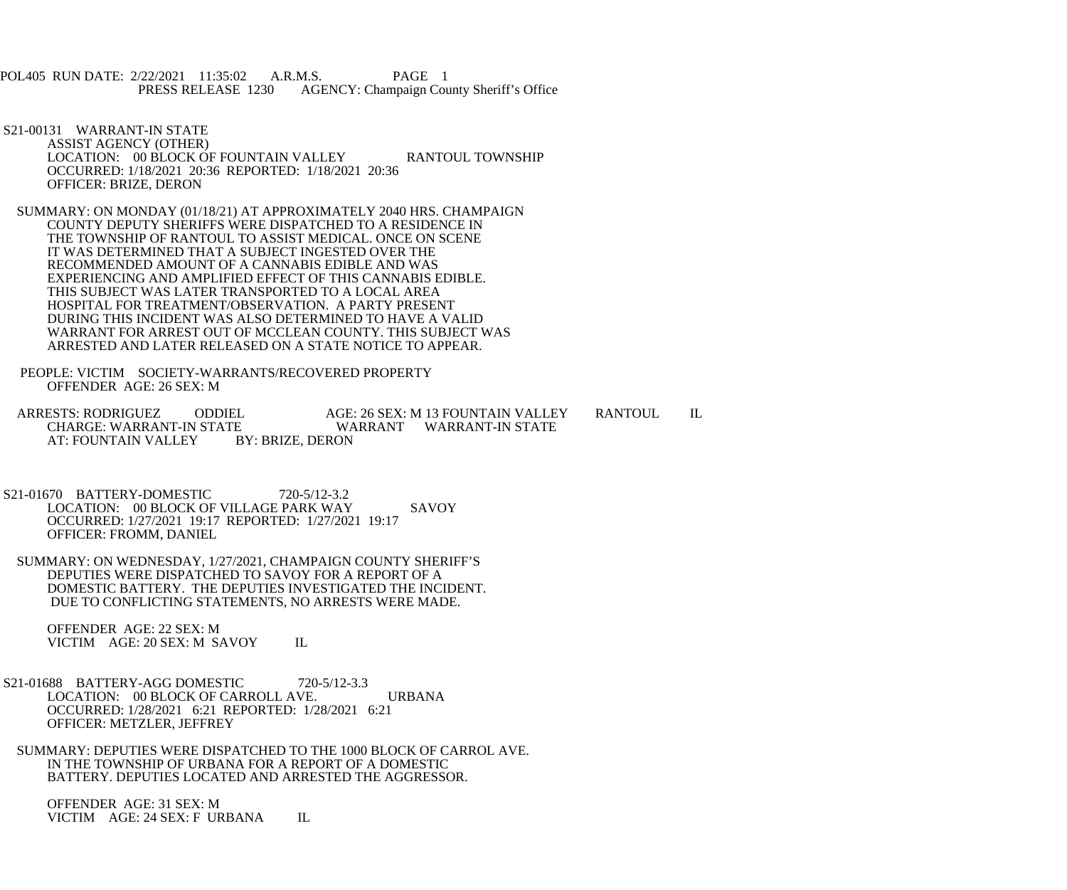POL405 RUN DATE: 2/22/2021 11:35:02 A.R.M.S. PAGE 1
PRESS RELEASE 1230 AGENCY: Champaign County Sheriff's Office

S21-00131 WARRANT-IN STATE
ASSIST AGENCY (OTHER)
LOCATION: 00 BLOCK OF FOUNTAIN VALLEY RANTOUL TOWNSHIP
OCCURRED: 1/18/2021 20:36 REPORTED: 1/18/2021 20:36
OFFICER: BRIZE, DERON

SUMMARY: ON MONDAY (01/18/21) AT APPROXIMATELY 2040 HRS. CHAMPAIGN COUNTY DEPUTY SHERIFFS WERE DISPATCHED TO A RESIDENCE IN THE TOWNSHIP OF RANTOUL TO ASSIST MEDICAL. ONCE ON SCENE IT WAS DETERMINED THAT A SUBJECT INGESTED OVER THE RECOMMENDED AMOUNT OF A CANNABIS EDIBLE AND WAS EXPERIENCING AND AMPLIFIED EFFECT OF THIS CANNABIS EDIBLE. THIS SUBJECT WAS LATER TRANSPORTED TO A LOCAL AREA HOSPITAL FOR TREATMENT/OBSERVATION. A PARTY PRESENT DURING THIS INCIDENT WAS ALSO DETERMINED TO HAVE A VALID WARRANT FOR ARREST OUT OF MCCLEAN COUNTY. THIS SUBJECT WAS ARRESTED AND LATER RELEASED ON A STATE NOTICE TO APPEAR.

PEOPLE: VICTIM SOCIETY-WARRANTS/RECOVERED PROPERTY
OFFENDER AGE: 26 SEX: M

ARRESTS: RODRIGUEZ ODDIEL AGE: 26 SEX: M 13 FOUNTAIN VALLEY RANTOUL IL
CHARGE: WARRANT-IN STATE WARRANT WARRANT-IN STATE
AT: FOUNTAIN VALLEY BY: BRIZE, DERON

S21-01670 BATTERY-DOMESTIC 720-5/12-3.2
LOCATION: 00 BLOCK OF VILLAGE PARK WAY SAVOY
OCCURRED: 1/27/2021 19:17 REPORTED: 1/27/2021 19:17
OFFICER: FROMM, DANIEL

SUMMARY: ON WEDNESDAY, 1/27/2021, CHAMPAIGN COUNTY SHERIFF'S DEPUTIES WERE DISPATCHED TO SAVOY FOR A REPORT OF A DOMESTIC BATTERY. THE DEPUTIES INVESTIGATED THE INCIDENT. DUE TO CONFLICTING STATEMENTS, NO ARRESTS WERE MADE.

OFFENDER AGE: 22 SEX: M
VICTIM AGE: 20 SEX: M SAVOY IL

S21-01688 BATTERY-AGG DOMESTIC 720-5/12-3.3
LOCATION: 00 BLOCK OF CARROLL AVE. URBANA
OCCURRED: 1/28/2021 6:21 REPORTED: 1/28/2021 6:21
OFFICER: METZLER, JEFFREY

SUMMARY: DEPUTIES WERE DISPATCHED TO THE 1000 BLOCK OF CARROL AVE. IN THE TOWNSHIP OF URBANA FOR A REPORT OF A DOMESTIC BATTERY. DEPUTIES LOCATED AND ARRESTED THE AGGRESSOR.

OFFENDER AGE: 31 SEX: M
VICTIM AGE: 24 SEX: F URBANA IL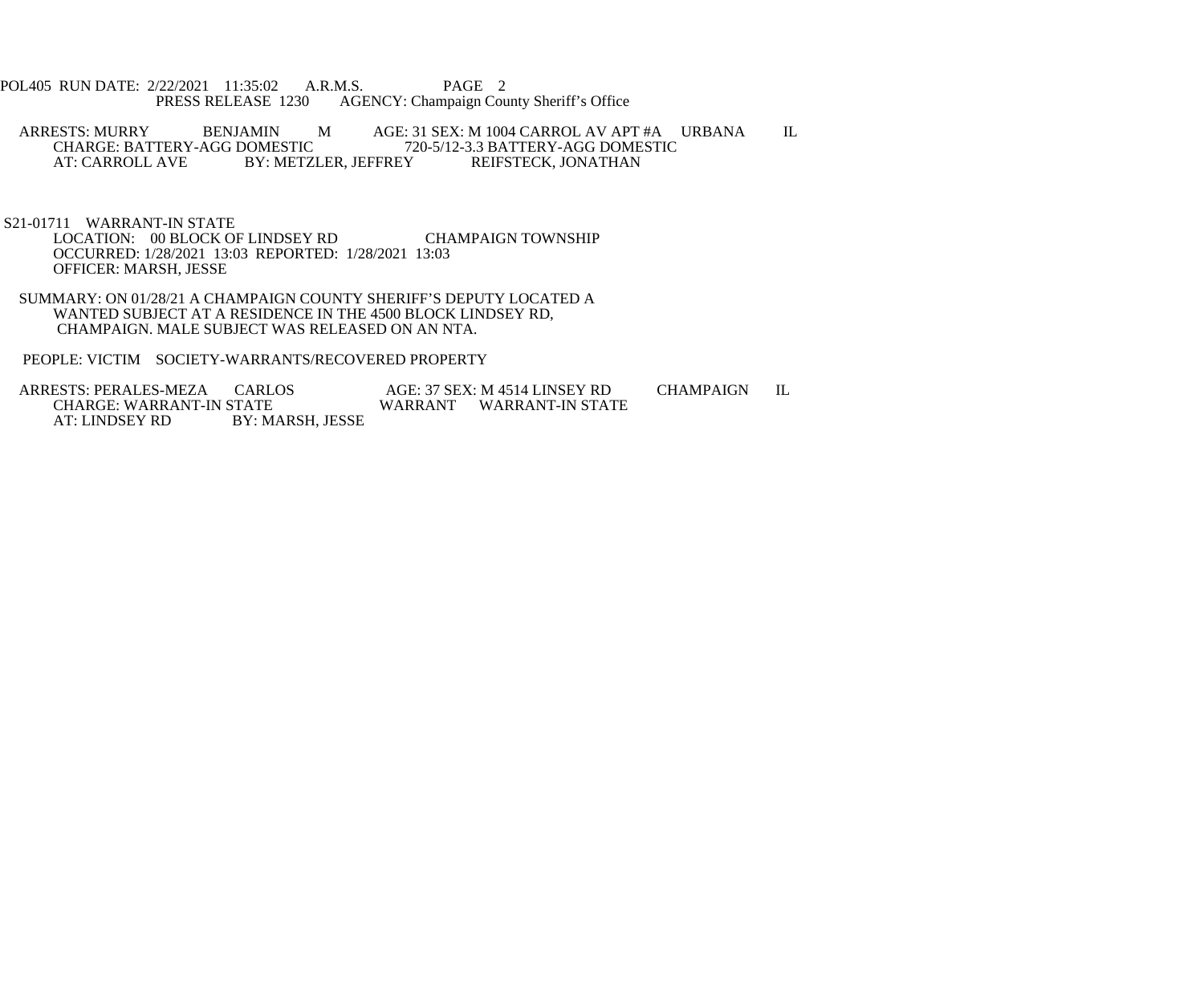POL405 RUN DATE: 2/22/2021 11:35:02 A.R.M.S. PAGE 2
PRESS RELEASE 1230 AGENCY: Champaign County Sheriff's Office

ARRESTS: MURRY BENJAMIN M AGE: 31 SEX: M 1004 CARROL AV APT #A URBANA IL
CHARGE: BATTERY-AGG DOMESTIC 720-5/12-3.3 BATTERY-AGG DOMESTIC
AT: CARROLL AVE BY: METZLER, JEFFREY REIFSTECK, JONATHAN

S21-01711 WARRANT-IN STATE
LOCATION: 00 BLOCK OF LINDSEY RD CHAMPAIGN TOWNSHIP
OCCURRED: 1/28/2021 13:03 REPORTED: 1/28/2021 13:03
OFFICER: MARSH, JESSE

SUMMARY: ON 01/28/21 A CHAMPAIGN COUNTY SHERIFF'S DEPUTY LOCATED A WANTED SUBJECT AT A RESIDENCE IN THE 4500 BLOCK LINDSEY RD, CHAMPAIGN. MALE SUBJECT WAS RELEASED ON AN NTA.

PEOPLE: VICTIM SOCIETY-WARRANTS/RECOVERED PROPERTY

ARRESTS: PERALES-MEZA CARLOS AGE: 37 SEX: M 4514 LINSEY RD CHAMPAIGN IL
CHARGE: WARRANT-IN STATE WARRANT WARRANT-IN STATE
AT: LINDSEY RD BY: MARSH, JESSE